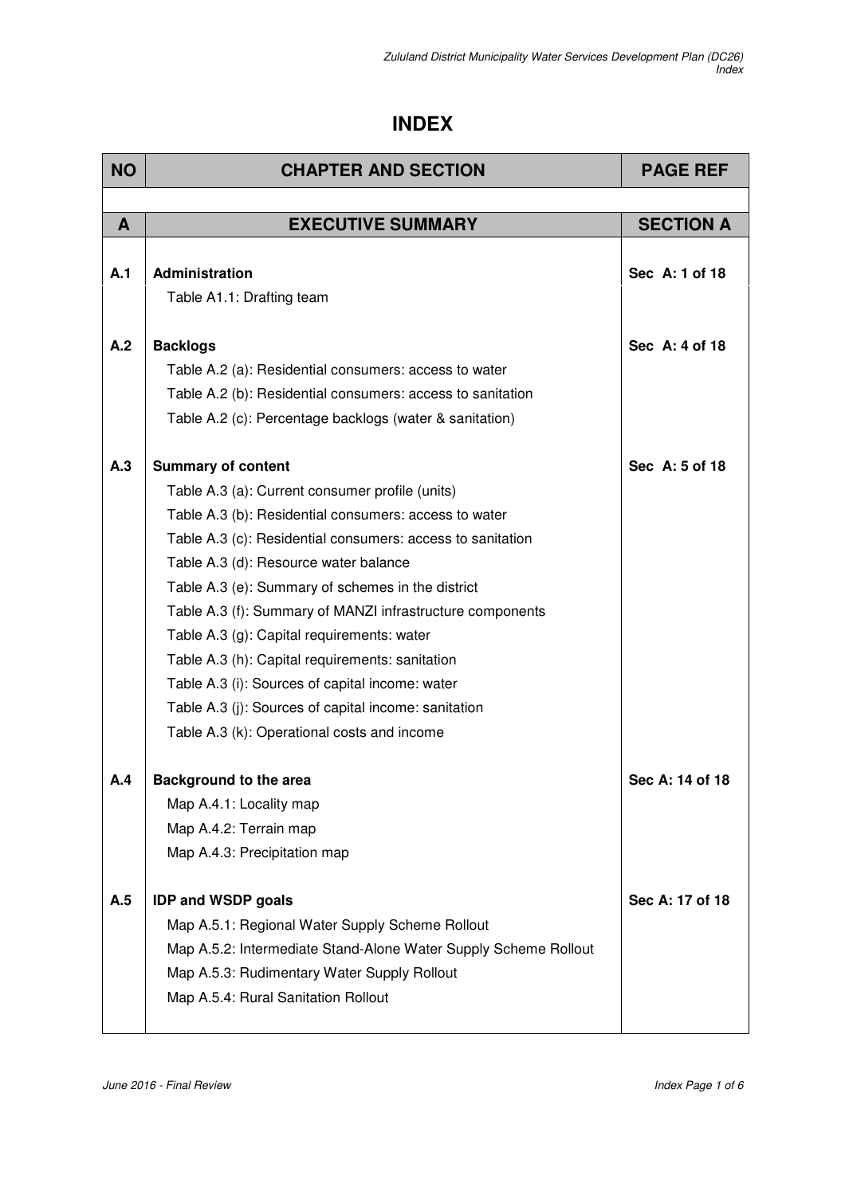# INDEX

| NO | CHAPTER AND SECTION | PAGE REF |
|---|---|---|
| | | |
| **A** | **EXECUTIVE SUMMARY** | **SECTION A** |
| **A.1** | **Administration** | **Sec A: 1 of 18** |
| | Table A1.1: Drafting team | |
| **A.2** | **Backlogs** | **Sec A: 4 of 18** |
| | Table A.2 (a): Residential consumers: access to water | |
| | Table A.2 (b): Residential consumers: access to sanitation | |
| | Table A.2 (c): Percentage backlogs (water & sanitation) | |
| **A.3** | **Summary of content** | **Sec A: 5 of 18** |
| | Table A.3 (a): Current consumer profile (units) | |
| | Table A.3 (b): Residential consumers: access to water | |
| | Table A.3 (c): Residential consumers: access to sanitation | |
| | Table A.3 (d): Resource water balance | |
| | Table A.3 (e): Summary of schemes in the district | |
| | Table A.3 (f): Summary of MANZI infrastructure components | |
| | Table A.3 (g): Capital requirements: water | |
| | Table A.3 (h): Capital requirements: sanitation | |
| | Table A.3 (i): Sources of capital income: water | |
| | Table A.3 (j): Sources of capital income: sanitation | |
| | Table A.3 (k): Operational costs and income | |
| **A.4** | **Background to the area** | **Sec A: 14 of 18** |
| | Map A.4.1: Locality map | |
| | Map A.4.2: Terrain map | |
| | Map A.4.3: Precipitation map | |
| **A.5** | **IDP and WSDP goals** | **Sec A: 17 of 18** |
| | Map A.5.1: Regional Water Supply Scheme Rollout | |
| | Map A.5.2: Intermediate Stand-Alone Water Supply Scheme Rollout | |
| | Map A.5.3: Rudimentary Water Supply Rollout | |
| | Map A.5.4: Rural Sanitation Rollout | |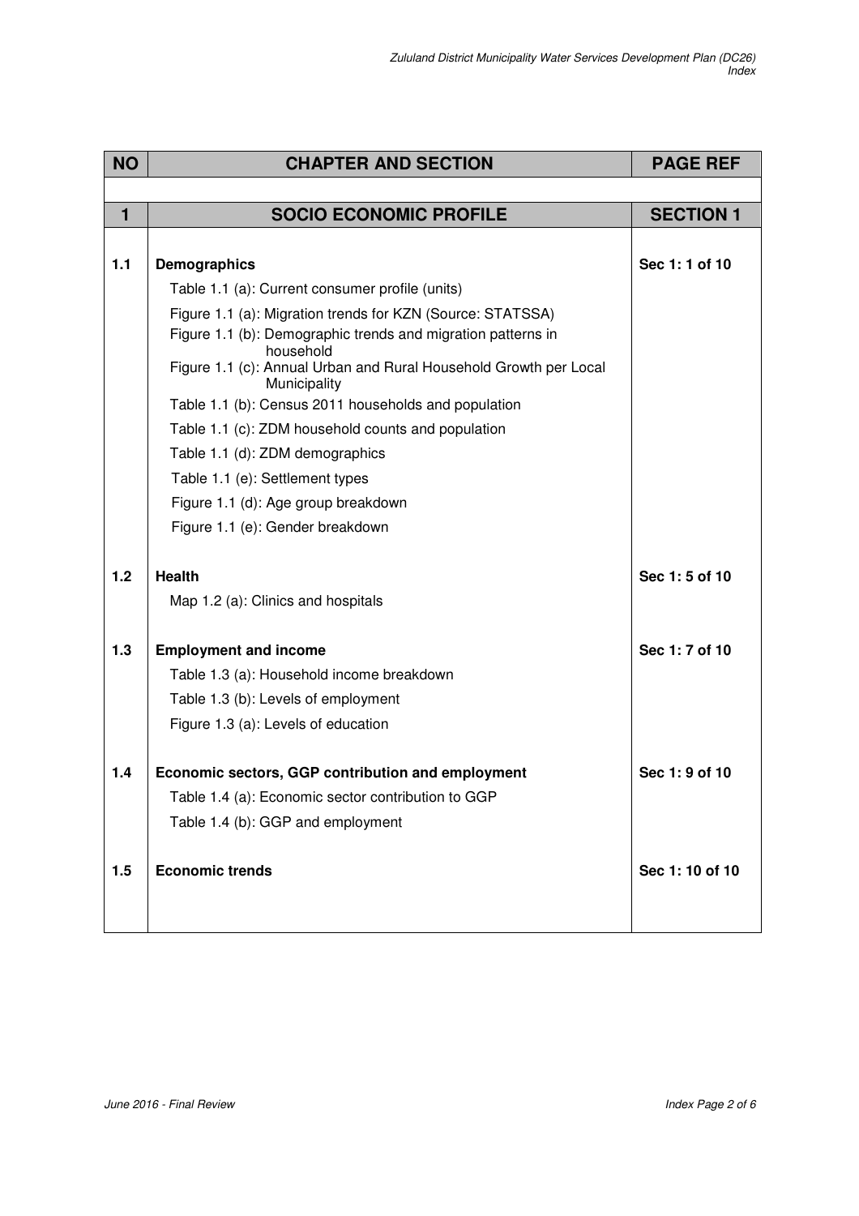| NO | CHAPTER AND SECTION | PAGE REF |
|---|---|---|
| **1** | **SOCIO ECONOMIC PROFILE** | **SECTION 1** |
| **1.1** | **Demographics** | **Sec 1: 1 of 10** |
| | Table 1.1 (a): Current consumer profile (units) | |
| | Figure 1.1 (a): Migration trends for KZN (Source: STATSSA) | |
| | Figure 1.1 (b): Demographic trends and migration patterns in household | |
| | Figure 1.1 (c): Annual Urban and Rural Household Growth per Local Municipality | |
| | Table 1.1 (b): Census 2011 households and population | |
| | Table 1.1 (c): ZDM household counts and population | |
| | Table 1.1 (d): ZDM demographics | |
| | Table 1.1 (e): Settlement types | |
| | Figure 1.1 (d): Age group breakdown | |
| | Figure 1.1 (e): Gender breakdown | |
| **1.2** | **Health** | **Sec 1: 5 of 10** |
| | Map 1.2 (a): Clinics and hospitals | |
| **1.3** | **Employment and income** | **Sec 1: 7 of 10** |
| | Table 1.3 (a): Household income breakdown | |
| | Table 1.3 (b): Levels of employment | |
| | Figure 1.3 (a): Levels of education | |
| **1.4** | **Economic sectors, GGP contribution and employment** | **Sec 1: 9 of 10** |
| | Table 1.4 (a): Economic sector contribution to GGP | |
| | Table 1.4 (b): GGP and employment | |
| **1.5** | **Economic trends** | **Sec 1: 10 of 10** |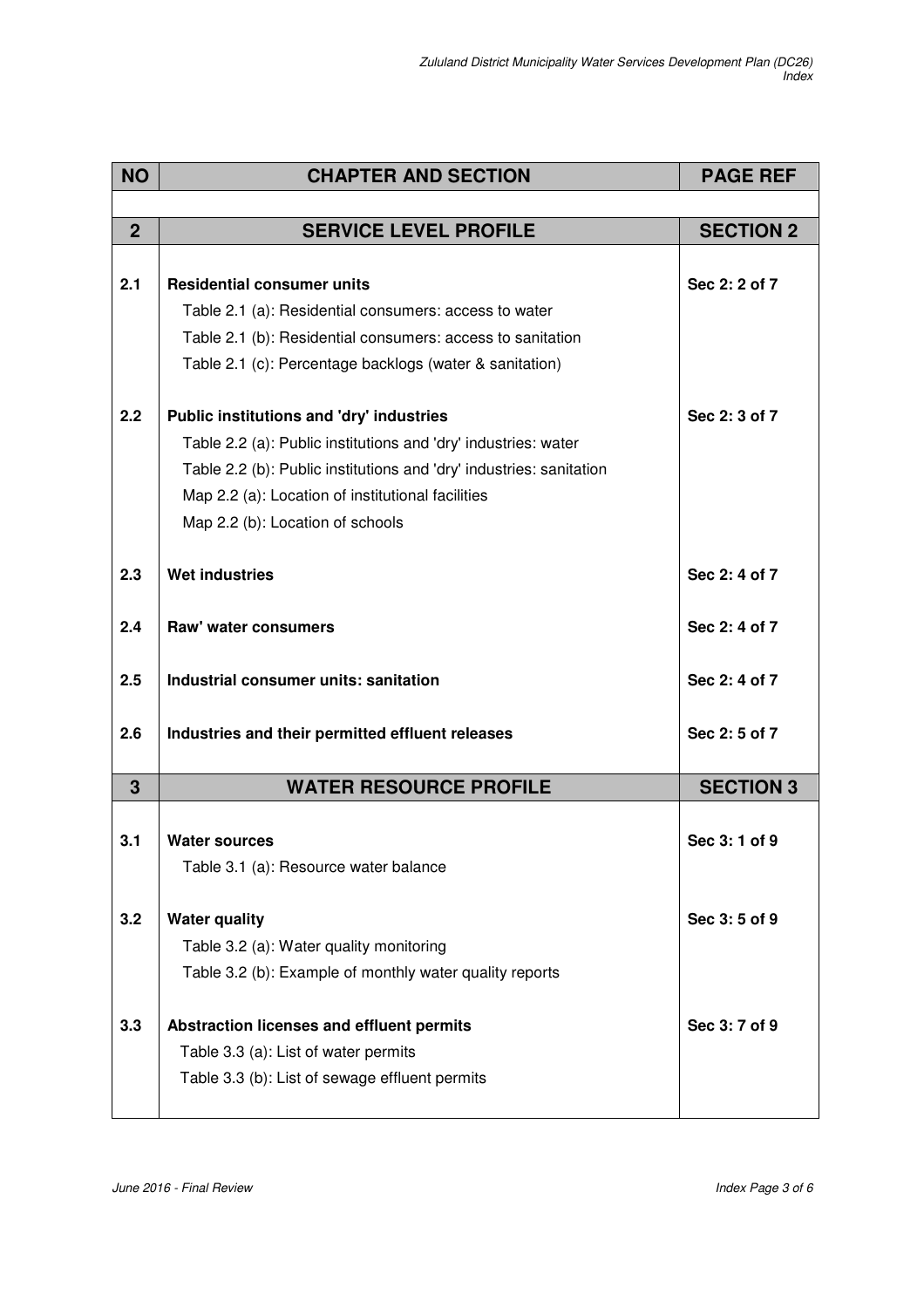| NO | CHAPTER AND SECTION | PAGE REF |
|---|---|---|
| **2** | **SERVICE LEVEL PROFILE** | **SECTION 2** |
| **2.1** | **Residential consumer units**<br>Table 2.1 (a): Residential consumers: access to water<br>Table 2.1 (b): Residential consumers: access to sanitation<br>Table 2.1 (c): Percentage backlogs (water & sanitation) | **Sec 2: 2 of 7** |
| **2.2** | **Public institutions and 'dry' industries**<br>Table 2.2 (a): Public institutions and 'dry' industries: water<br>Table 2.2 (b): Public institutions and 'dry' industries: sanitation<br>Map 2.2 (a): Location of institutional facilities<br>Map 2.2 (b): Location of schools | **Sec 2: 3 of 7** |
| **2.3** | **Wet industries** | **Sec 2: 4 of 7** |
| **2.4** | **Raw' water consumers** | **Sec 2: 4 of 7** |
| **2.5** | **Industrial consumer units: sanitation** | **Sec 2: 4 of 7** |
| **2.6** | **Industries and their permitted effluent releases** | **Sec 2: 5 of 7** |
| **3** | **WATER RESOURCE PROFILE** | **SECTION 3** |
| **3.1** | **Water sources**<br>Table 3.1 (a): Resource water balance | **Sec 3: 1 of 9** |
| **3.2** | **Water quality**<br>Table 3.2 (a): Water quality monitoring<br>Table 3.2 (b): Example of monthly water quality reports | **Sec 3: 5 of 9** |
| **3.3** | **Abstraction licenses and effluent permits**<br>Table 3.3 (a): List of water permits<br>Table 3.3 (b): List of sewage effluent permits | **Sec 3: 7 of 9** |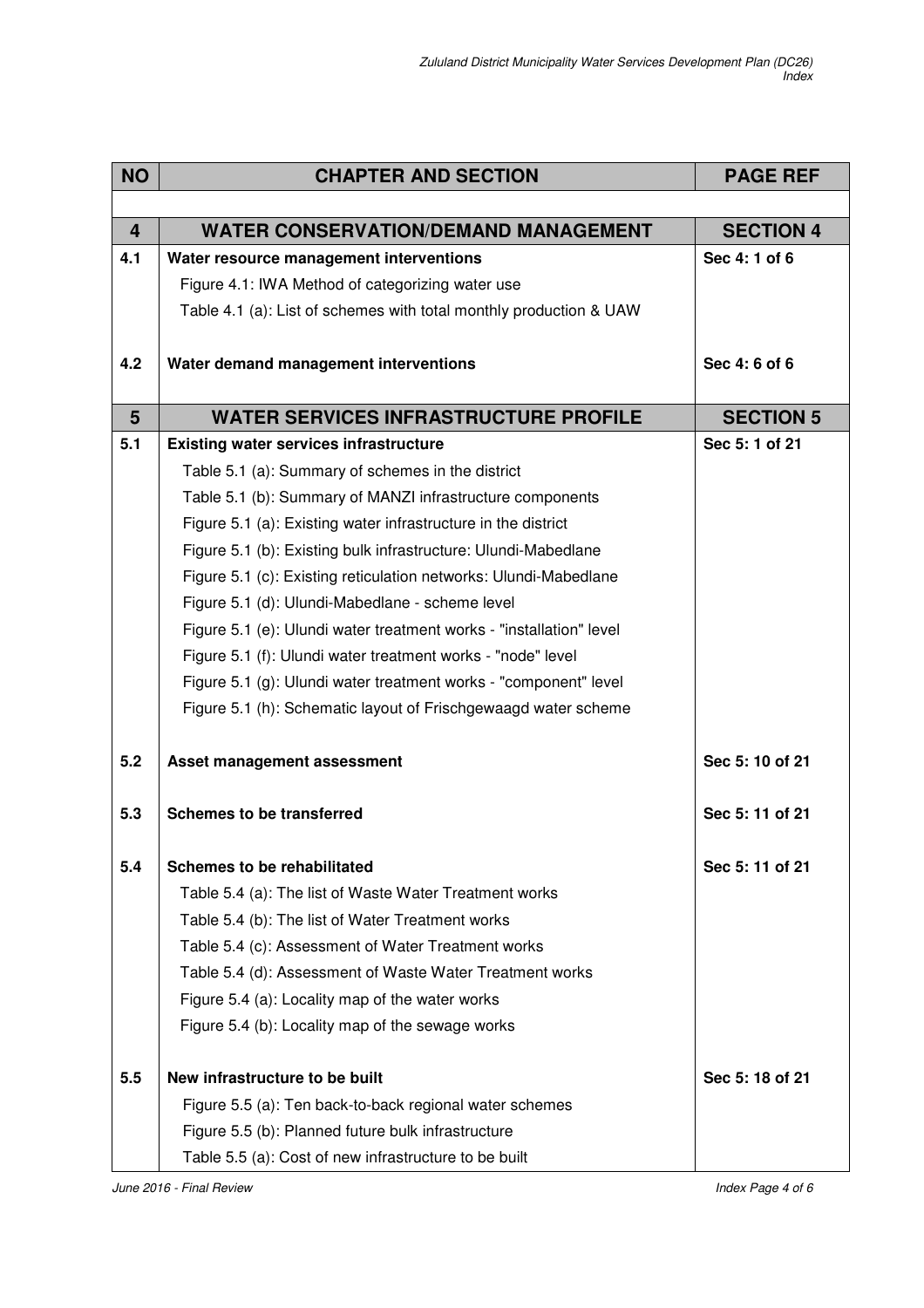| NO | CHAPTER AND SECTION | PAGE REF |
|---|---|---|
| | | |
| **4** | **WATER CONSERVATION/DEMAND MANAGEMENT** | **SECTION 4** |
| **4.1** | **Water resource management interventions** | **Sec 4: 1 of 6** |
| | Figure 4.1: IWA Method of categorizing water use | |
| | Table 4.1 (a): List of schemes with total monthly production & UAW | |
| **4.2** | **Water demand management interventions** | **Sec 4: 6 of 6** |
| **5** | **WATER SERVICES INFRASTRUCTURE PROFILE** | **SECTION 5** |
| **5.1** | **Existing water services infrastructure** | **Sec 5: 1 of 21** |
| | Table 5.1 (a): Summary of schemes in the district | |
| | Table 5.1 (b): Summary of MANZI infrastructure components | |
| | Figure 5.1 (a): Existing water infrastructure in the district | |
| | Figure 5.1 (b): Existing bulk infrastructure: Ulundi-Mabedlane | |
| | Figure 5.1 (c): Existing reticulation networks: Ulundi-Mabedlane | |
| | Figure 5.1 (d): Ulundi-Mabedlane - scheme level | |
| | Figure 5.1 (e): Ulundi water treatment works - "installation" level | |
| | Figure 5.1 (f): Ulundi water treatment works - "node" level | |
| | Figure 5.1 (g): Ulundi water treatment works - "component" level | |
| | Figure 5.1 (h): Schematic layout of Frischgewaagd water scheme | |
| **5.2** | **Asset management assessment** | **Sec 5: 10 of 21** |
| **5.3** | **Schemes to be transferred** | **Sec 5: 11 of 21** |
| **5.4** | **Schemes to be rehabilitated** | **Sec 5: 11 of 21** |
| | Table 5.4 (a): The list of Waste Water Treatment works | |
| | Table 5.4 (b): The list of Water Treatment works | |
| | Table 5.4 (c): Assessment of Water Treatment works | |
| | Table 5.4 (d): Assessment of Waste Water Treatment works | |
| | Figure 5.4 (a): Locality map of the water works | |
| | Figure 5.4 (b): Locality map of the sewage works | |
| **5.5** | **New infrastructure to be built** | **Sec 5: 18 of 21** |
| | Figure 5.5 (a): Ten back-to-back regional water schemes | |
| | Figure 5.5 (b): Planned future bulk infrastructure | |
| | Table 5.5 (a): Cost of new infrastructure to be built | |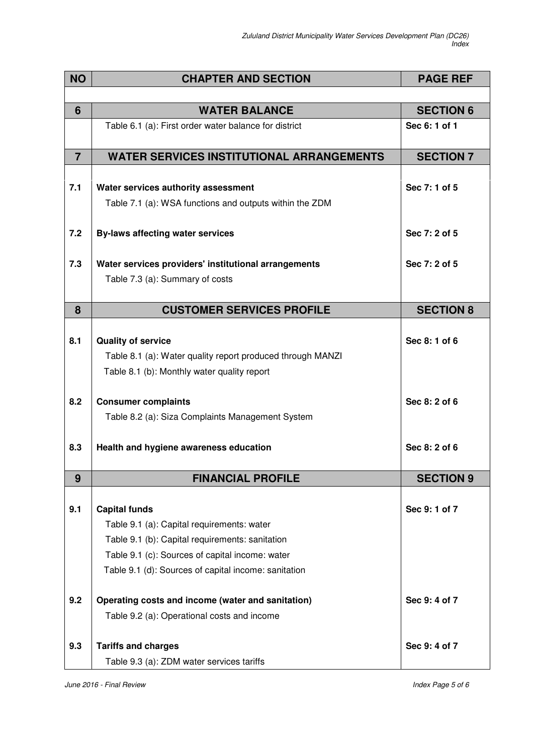| NO | CHAPTER AND SECTION | PAGE REF |
|---|---|---|
| | | |
| **6** | **WATER BALANCE** | **SECTION 6** |
| | Table 6.1 (a): First order water balance for district | **Sec 6: 1 of 1** |
| **7** | **WATER SERVICES INSTITUTIONAL ARRANGEMENTS** | **SECTION 7** |
| **7.1** | **Water services authority assessment** | **Sec 7: 1 of 5** |
| | Table 7.1 (a): WSA functions and outputs within the ZDM | |
| **7.2** | **By-laws affecting water services** | **Sec 7: 2 of 5** |
| **7.3** | **Water services providers' institutional arrangements** | **Sec 7: 2 of 5** |
| | Table 7.3 (a): Summary of costs | |
| **8** | **CUSTOMER SERVICES PROFILE** | **SECTION 8** |
| **8.1** | **Quality of service** | **Sec 8: 1 of 6** |
| | Table 8.1 (a): Water quality report produced through MANZI | |
| | Table 8.1 (b): Monthly water quality report | |
| **8.2** | **Consumer complaints** | **Sec 8: 2 of 6** |
| | Table 8.2 (a): Siza Complaints Management System | |
| **8.3** | **Health and hygiene awareness education** | **Sec 8: 2 of 6** |
| **9** | **FINANCIAL PROFILE** | **SECTION 9** |
| **9.1** | **Capital funds** | **Sec 9: 1 of 7** |
| | Table 9.1 (a): Capital requirements: water | |
| | Table 9.1 (b): Capital requirements: sanitation | |
| | Table 9.1 (c): Sources of capital income: water | |
| | Table 9.1 (d): Sources of capital income: sanitation | |
| **9.2** | **Operating costs and income (water and sanitation)** | **Sec 9: 4 of 7** |
| | Table 9.2 (a): Operational costs and income | |
| **9.3** | **Tariffs and charges** | **Sec 9: 4 of 7** |
| | Table 9.3 (a): ZDM water services tariffs | |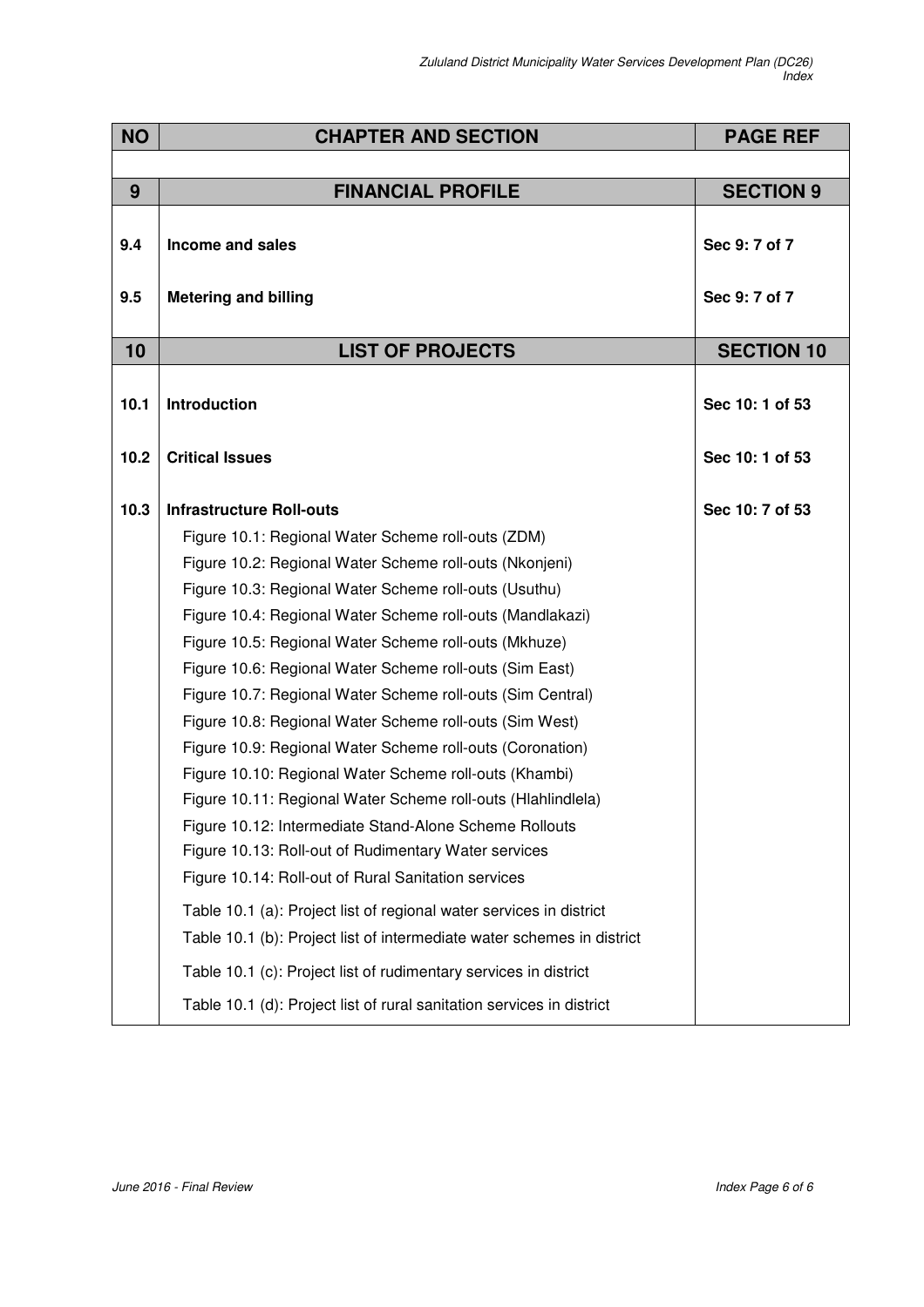| NO | CHAPTER AND SECTION | PAGE REF |
|---|---|---|
| | | |
| **9** | **FINANCIAL PROFILE** | **SECTION 9** |
| **9.4** | **Income and sales** | **Sec 9: 7 of 7** |
| **9.5** | **Metering and billing** | **Sec 9: 7 of 7** |
| **10** | **LIST OF PROJECTS** | **SECTION 10** |
| **10.1** | **Introduction** | **Sec 10: 1 of 53** |
| **10.2** | **Critical Issues** | **Sec 10: 1 of 53** |
| **10.3** | **Infrastructure Roll-outs** | **Sec 10: 7 of 53** |
| | Figure 10.1: Regional Water Scheme roll-outs (ZDM) | |
| | Figure 10.2: Regional Water Scheme roll-outs (Nkonjeni) | |
| | Figure 10.3: Regional Water Scheme roll-outs (Usuthu) | |
| | Figure 10.4: Regional Water Scheme roll-outs (Mandlakazi) | |
| | Figure 10.5: Regional Water Scheme roll-outs (Mkhuze) | |
| | Figure 10.6: Regional Water Scheme roll-outs (Sim East) | |
| | Figure 10.7: Regional Water Scheme roll-outs (Sim Central) | |
| | Figure 10.8: Regional Water Scheme roll-outs (Sim West) | |
| | Figure 10.9: Regional Water Scheme roll-outs (Coronation) | |
| | Figure 10.10: Regional Water Scheme roll-outs (Khambi) | |
| | Figure 10.11: Regional Water Scheme roll-outs (Hlahlindlela) | |
| | Figure 10.12: Intermediate Stand-Alone Scheme Rollouts | |
| | Figure 10.13: Roll-out of Rudimentary Water services | |
| | Figure 10.14: Roll-out of Rural Sanitation services | |
| | Table 10.1 (a): Project list of regional water services in district | |
| | Table 10.1 (b): Project list of intermediate water schemes in district | |
| | Table 10.1 (c): Project list of rudimentary services in district | |
| | Table 10.1 (d): Project list of rural sanitation services in district | |